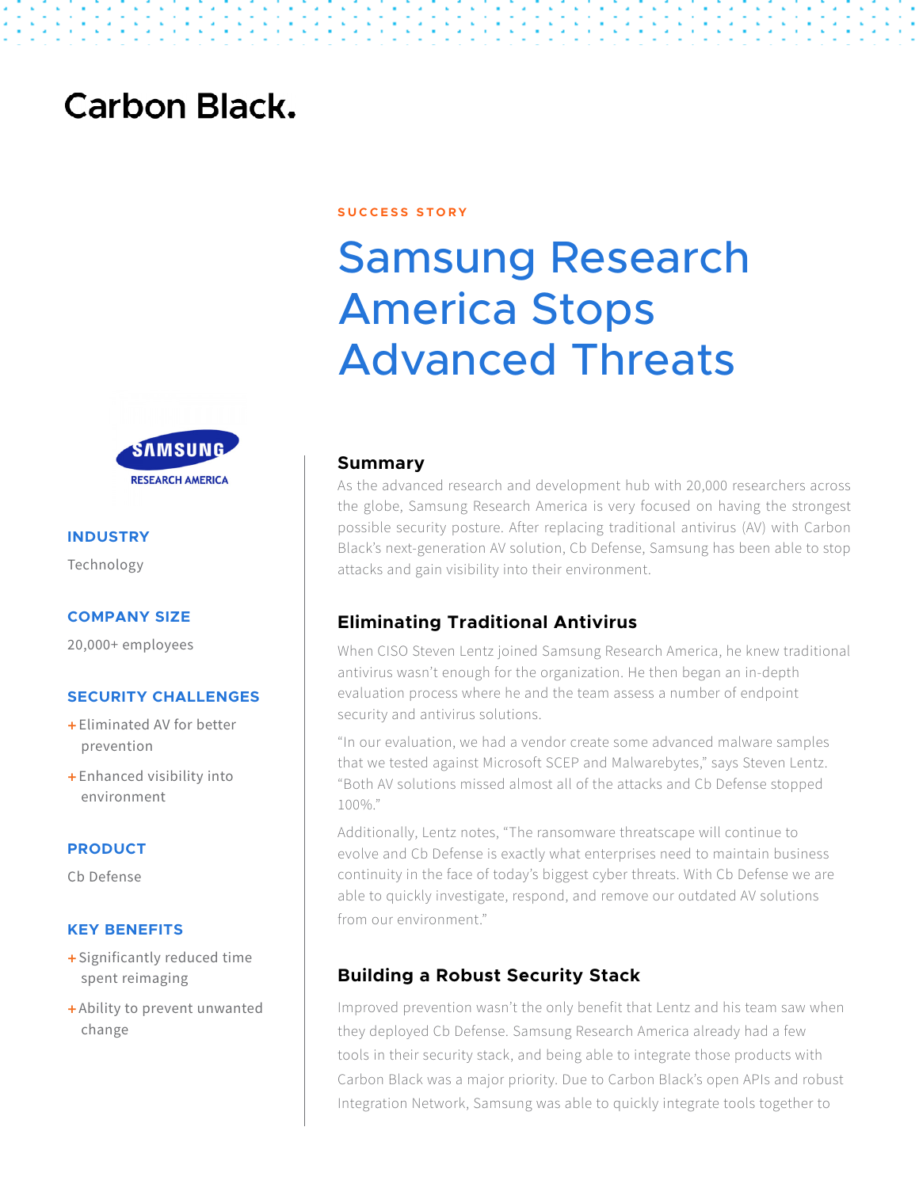Carbon Black.

SUCCESS STORY

# Samsung Research America Stops Advanced Threats

SAMSUNG RESEARCH AMERICA

**INDUSTRY**

Technology

**COMPANY SIZE**

20,000+ employees

**SECURITY CHALLENGES**

+ Eliminated AV for better prevention
+ Enhanced visibility into environment

**PRODUCT**

Cb Defense

**KEY BENEFITS**

+ Significantly reduced time spent reimaging
+ Ability to prevent unwanted change

## Summary

As the advanced research and development hub with 20,000 researchers across the globe, Samsung Research America is very focused on having the strongest possible security posture. After replacing traditional antivirus (AV) with Carbon Black's next-generation AV solution, Cb Defense, Samsung has been able to stop attacks and gain visibility into their environment.

## Eliminating Traditional Antivirus

When CISO Steven Lentz joined Samsung Research America, he knew traditional antivirus wasn't enough for the organization. He then began an in-depth evaluation process where he and the team assess a number of endpoint security and antivirus solutions.

"In our evaluation, we had a vendor create some advanced malware samples that we tested against Microsoft SCEP and Malwarebytes," says Steven Lentz. "Both AV solutions missed almost all of the attacks and Cb Defense stopped 100%."

Additionally, Lentz notes, "The ransomware threatscape will continue to evolve and Cb Defense is exactly what enterprises need to maintain business continuity in the face of today's biggest cyber threats. With Cb Defense we are able to quickly investigate, respond, and remove our outdated AV solutions from our environment."

## Building a Robust Security Stack

Improved prevention wasn't the only benefit that Lentz and his team saw when they deployed Cb Defense. Samsung Research America already had a few tools in their security stack, and being able to integrate those products with Carbon Black was a major priority. Due to Carbon Black's open APIs and robust Integration Network, Samsung was able to quickly integrate tools together to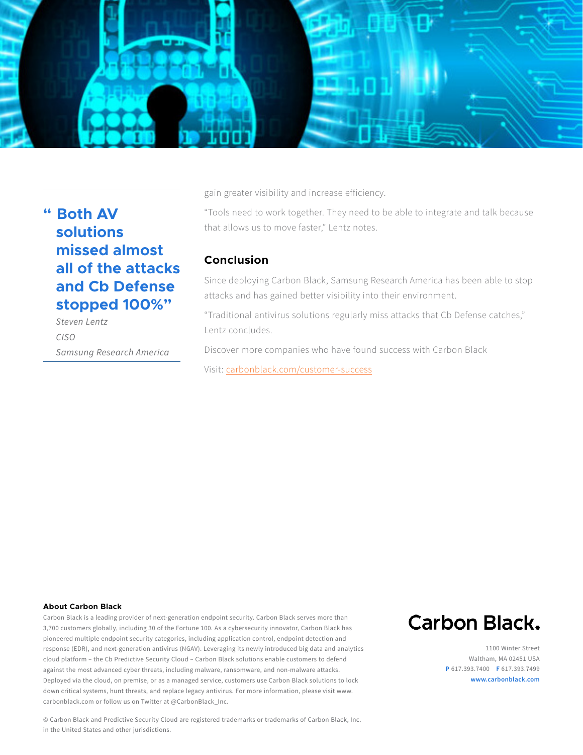> **"Both AV solutions missed almost all of the attacks and Cb Defense stopped 100%"**
>
> *Steven Lentz*
> *CISO*
> *Samsung Research America*

gain greater visibility and increase efficiency.

"Tools need to work together. They need to be able to integrate and talk because that allows us to move faster," Lentz notes.

## Conclusion

Since deploying Carbon Black, Samsung Research America has been able to stop attacks and has gained better visibility into their environment.

"Traditional antivirus solutions regularly miss attacks that Cb Defense catches," Lentz concludes.

Discover more companies who have found success with Carbon Black

Visit: carbonblack.com/customer-success

**About Carbon Black**

Carbon Black is a leading provider of next-generation endpoint security. Carbon Black serves more than 3,700 customers globally, including 30 of the Fortune 100. As a cybersecurity innovator, Carbon Black has pioneered multiple endpoint security categories, including application control, endpoint detection and response (EDR), and next-generation antivirus (NGAV). Leveraging its newly introduced big data and analytics cloud platform – the Cb Predictive Security Cloud – Carbon Black solutions enable customers to defend against the most advanced cyber threats, including malware, ransomware, and non-malware attacks. Deployed via the cloud, on premise, or as a managed service, customers use Carbon Black solutions to lock down critical systems, hunt threats, and replace legacy antivirus. For more information, please visit www.carbonblack.com or follow us on Twitter at @CarbonBlack_Inc.

© Carbon Black and Predictive Security Cloud are registered trademarks or trademarks of Carbon Black, Inc. in the United States and other jurisdictions.

Carbon Black.

1100 Winter Street
Waltham, MA 02451 USA
**P** 617.393.7400 **F** 617.393.7499
www.carbonblack.com